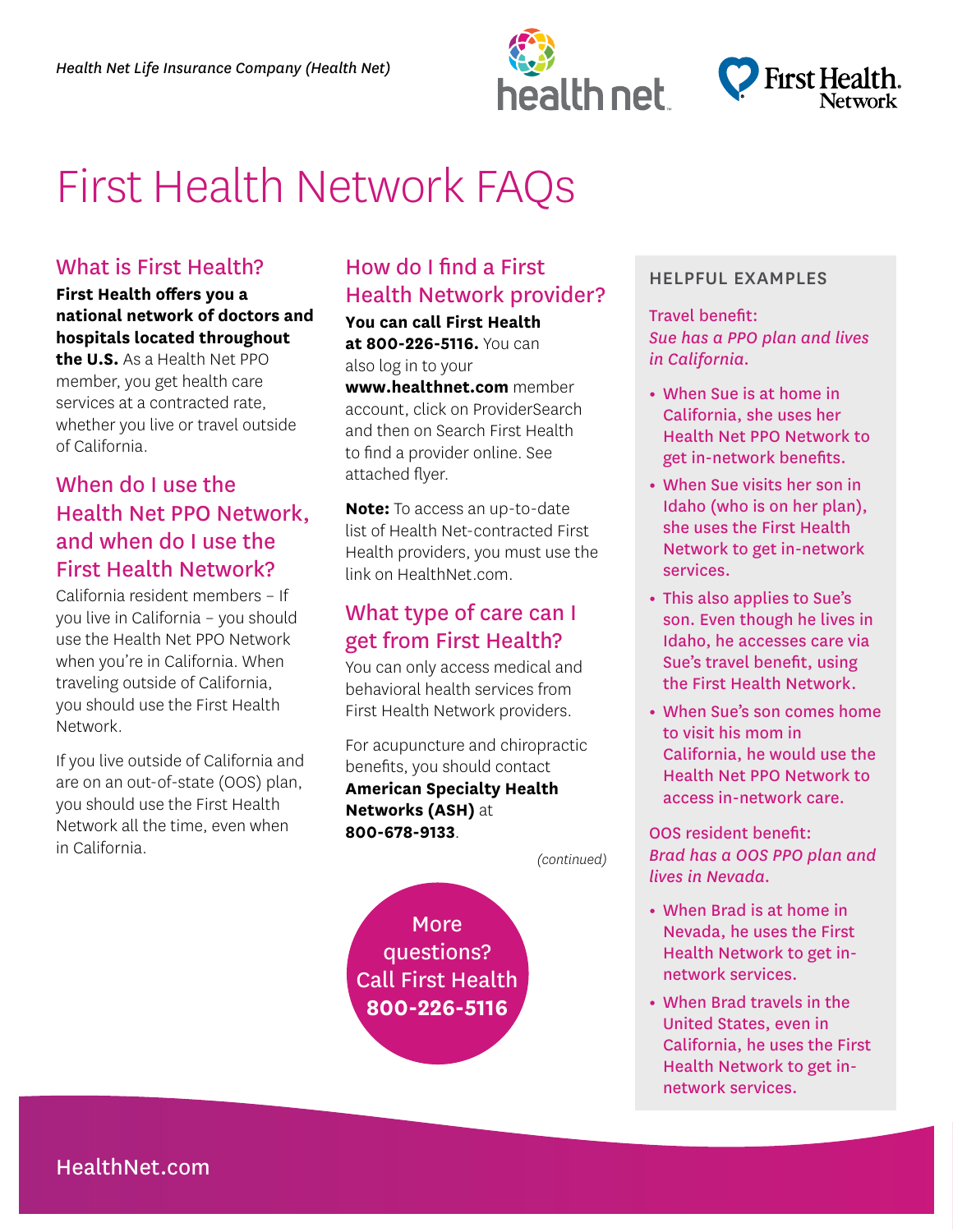*Health Net Life Insurance Company (Health Net)*

# First Health Network FAQs

## What is First Health?

**First Health offers you a national network of doctors and hospitals located throughout the U.S.** As a Health Net PPO member, you get health care services at a contracted rate, whether you live or travel outside of California.

## When do I use the Health Net PPO Network, and when do I use the First Health Network?

California resident members – If you live in California – you should use the Health Net PPO Network when you're in California. When traveling outside of California, you should use the First Health Network.

If you live outside of California and are on an out-of-state (OOS) plan, you should use the First Health Network all the time, even when in California.

## How do I find a First Health Network provider?

**You can call First Health at 800-226-5116.** You can also log in to your **www.healthnet.com** member account, click on ProviderSearch and then on Search First Health to find a provider online. See attached flyer.

**Note:** To access an up-to-date list of Health Net-contracted First Health providers, you must use the link on HealthNet.com.

## What type of care can I get from First Health?

You can only access medical and behavioral health services from First Health Network providers.

For acupuncture and chiropractic benefits, you should contact **American Specialty Health Networks (ASH)** at **800-678-9133**.

*(continued)*

More questions? Call First Health **800-226-5116**

### HELPFUL EXAMPLES

Travel benefit:
*Sue has a PPO plan and lives in California.*

- When Sue is at home in California, she uses her Health Net PPO Network to get in-network benefits.
- When Sue visits her son in Idaho (who is on her plan), she uses the First Health Network to get in-network services.
- This also applies to Sue's son. Even though he lives in Idaho, he accesses care via Sue's travel benefit, using the First Health Network.
- When Sue's son comes home to visit his mom in California, he would use the Health Net PPO Network to access in-network care.

OOS resident benefit:
*Brad has a OOS PPO plan and lives in Nevada.*

- When Brad is at home in Nevada, he uses the First Health Network to get in-network services.
- When Brad travels in the United States, even in California, he uses the First Health Network to get in-network services.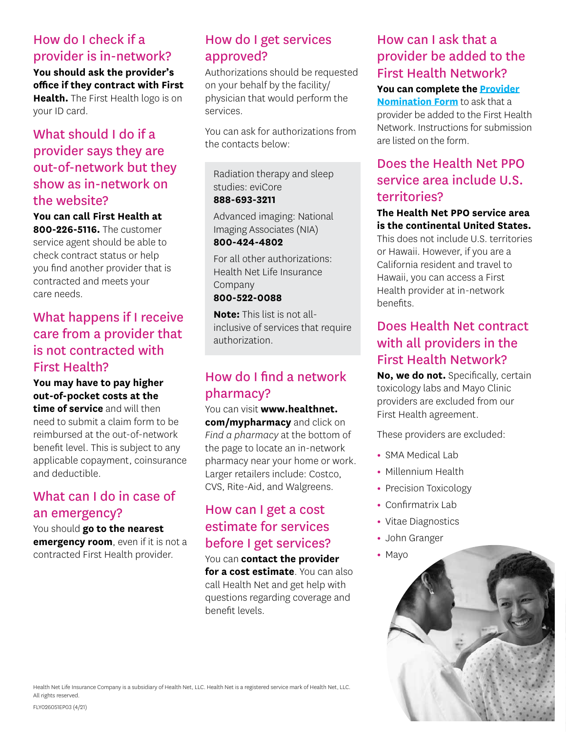## How do I check if a provider is in-network?

**You should ask the provider's office if they contract with First Health.** The First Health logo is on your ID card.

## What should I do if a provider says they are out-of-network but they show as in-network on the website?

**You can call First Health at 800-226-5116.** The customer service agent should be able to check contract status or help you find another provider that is contracted and meets your care needs.

## What happens if I receive care from a provider that is not contracted with First Health?

**You may have to pay higher out-of-pocket costs at the time of service** and will then need to submit a claim form to be reimbursed at the out-of-network benefit level. This is subject to any applicable copayment, coinsurance and deductible.

## What can I do in case of an emergency?

You should **go to the nearest emergency room**, even if it is not a contracted First Health provider.

## How do I get services approved?

Authorizations should be requested on your behalf by the facility/physician that would perform the services.

You can ask for authorizations from the contacts below:

Radiation therapy and sleep studies: eviCore
**888-693-3211**

Advanced imaging: National Imaging Associates (NIA)
**800-424-4802**

For all other authorizations: Health Net Life Insurance Company
**800-522-0088**

**Note:** This list is not all-inclusive of services that require authorization.

## How do I find a network pharmacy?

You can visit **www.healthnet.com/mypharmacy** and click on *Find a pharmacy* at the bottom of the page to locate an in-network pharmacy near your home or work. Larger retailers include: Costco, CVS, Rite-Aid, and Walgreens.

## How can I get a cost estimate for services before I get services?

You can **contact the provider for a cost estimate**. You can also call Health Net and get help with questions regarding coverage and benefit levels.

## How can I ask that a provider be added to the First Health Network?

**You can complete the Provider Nomination Form** to ask that a provider be added to the First Health Network. Instructions for submission are listed on the form.

## Does the Health Net PPO service area include U.S. territories?

**The Health Net PPO service area is the continental United States.** This does not include U.S. territories or Hawaii. However, if you are a California resident and travel to Hawaii, you can access a First Health provider at in-network benefits.

## Does Health Net contract with all providers in the First Health Network?

**No, we do not.** Specifically, certain toxicology labs and Mayo Clinic providers are excluded from our First Health agreement.

These providers are excluded:

- SMA Medical Lab
- Millennium Health
- Precision Toxicology
- Confirmatrix Lab
- Vitae Diagnostics
- John Granger
- Mayo

Health Net Life Insurance Company is a subsidiary of Health Net, LLC. Health Net is a registered service mark of Health Net, LLC. All rights reserved.

FLY026051EP03 (4/21)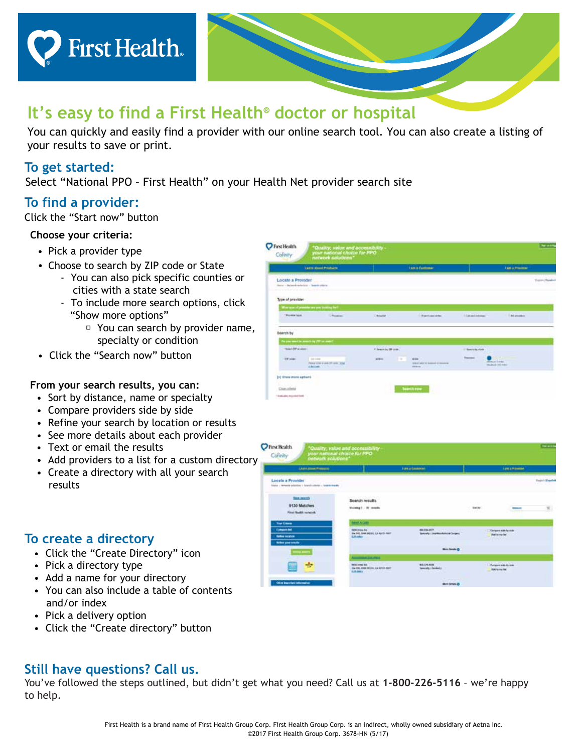# It's easy to find a First Health® doctor or hospital

You can quickly and easily find a provider with our online search tool. You can also create a listing of your results to save or print.

## To get started:

Select "National PPO – First Health" on your Health Net provider search site

## To find a provider:

Click the "Start now" button

**Choose your criteria:**

- Pick a provider type
- Choose to search by ZIP code or State
  - You can also pick specific counties or cities with a state search
  - To include more search options, click "Show more options"
    - You can search by provider name, specialty or condition
- Click the "Search now" button

**From your search results, you can:**

- Sort by distance, name or specialty
- Compare providers side by side
- Refine your search by location or results
- See more details about each provider
- Text or email the results
- Add providers to a list for a custom directory
- Create a directory with all your search results

## To create a directory

- Click the "Create Directory" icon
- Pick a directory type
- Add a name for your directory
- You can also include a table of contents and/or index
- Pick a delivery option
- Click the "Create directory" button

## Still have questions? Call us.

You've followed the steps outlined, but didn't get what you need? Call us at **1-800-226-5116** – we're happy to help.

First Health is a brand name of First Health Group Corp. First Health Group Corp. is an indirect, wholly owned subsidiary of Aetna Inc.
©2017 First Health Group Corp. 3678-HN (5/17)